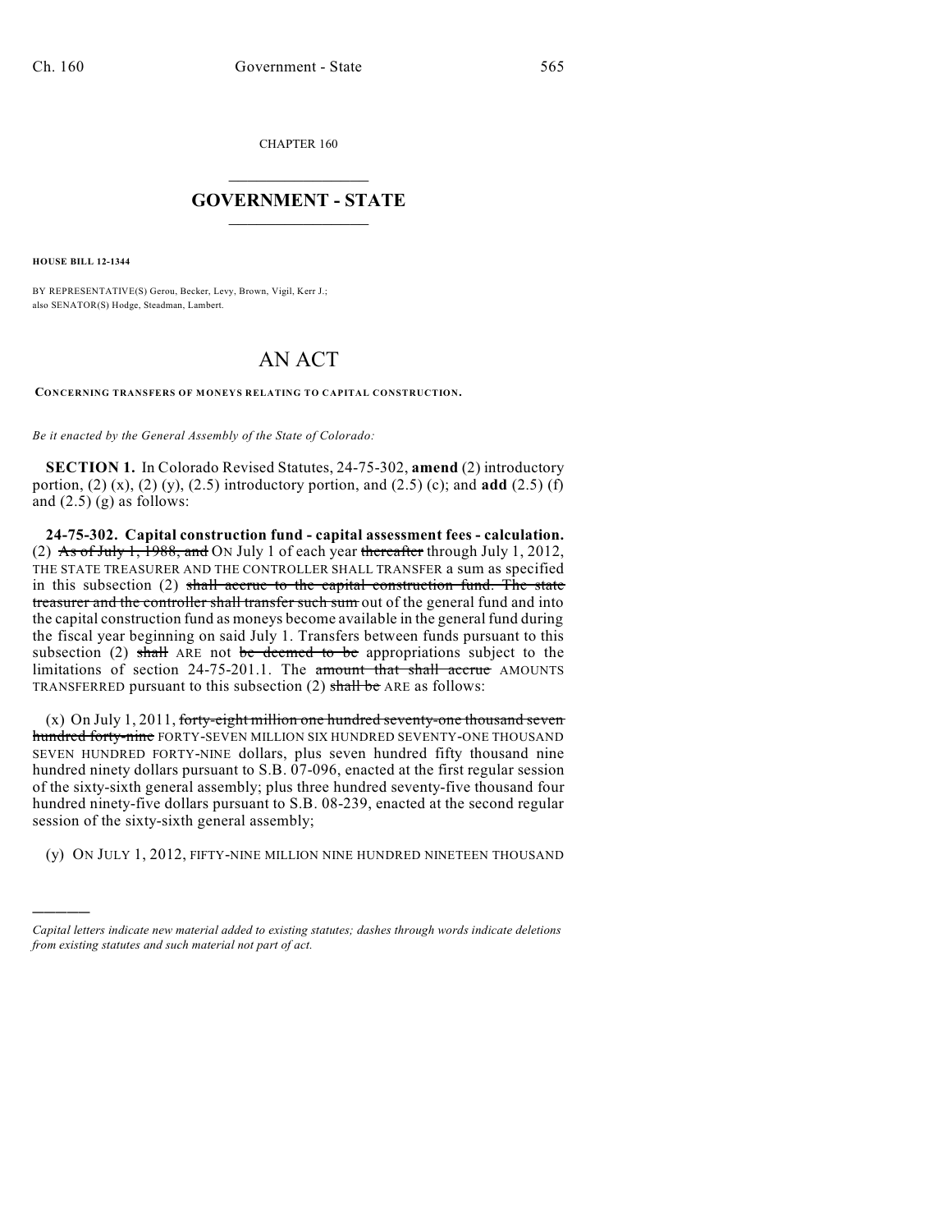CHAPTER 160

# GOVERNMENT - STATE

**HOUSE BILL 12-1344**

BY REPRESENTATIVE(S) Gerou, Becker, Levy, Brown, Vigil, Kerr J.; also SENATOR(S) Hodge, Steadman, Lambert.

# AN ACT

**CONCERNING TRANSFERS OF MONEYS RELATING TO CAPITAL CONSTRUCTION.**

*Be it enacted by the General Assembly of the State of Colorado:*

**SECTION 1.** In Colorado Revised Statutes, 24-75-302, **amend** (2) introductory portion, (2) (x), (2) (y), (2.5) introductory portion, and (2.5) (c); and **add** (2.5) (f) and (2.5) (g) as follows:

**24-75-302. Capital construction fund - capital assessment fees - calculation.** (2) ~~As of July 1, 1988, and~~ ON July 1 of each year ~~thereafter~~ through July 1, 2012, THE STATE TREASURER AND THE CONTROLLER SHALL TRANSFER a sum as specified in this subsection (2) ~~shall accrue to the capital construction fund. The state treasurer and the controller shall transfer such sum~~ out of the general fund and into the capital construction fund as moneys become available in the general fund during the fiscal year beginning on said July 1. Transfers between funds pursuant to this subsection (2) ~~shall~~ ARE not ~~be deemed to be~~ appropriations subject to the limitations of section 24-75-201.1. The ~~amount that shall accrue~~ AMOUNTS TRANSFERRED pursuant to this subsection (2) ~~shall be~~ ARE as follows:

(x) On July 1, 2011, ~~forty-eight million one hundred seventy-one thousand seven hundred forty-nine~~ FORTY-SEVEN MILLION SIX HUNDRED SEVENTY-ONE THOUSAND SEVEN HUNDRED FORTY-NINE dollars, plus seven hundred fifty thousand nine hundred ninety dollars pursuant to S.B. 07-096, enacted at the first regular session of the sixty-sixth general assembly; plus three hundred seventy-five thousand four hundred ninety-five dollars pursuant to S.B. 08-239, enacted at the second regular session of the sixty-sixth general assembly;

(y) ON JULY 1, 2012, FIFTY-NINE MILLION NINE HUNDRED NINETEEN THOUSAND

---

*Capital letters indicate new material added to existing statutes; dashes through words indicate deletions from existing statutes and such material not part of act.*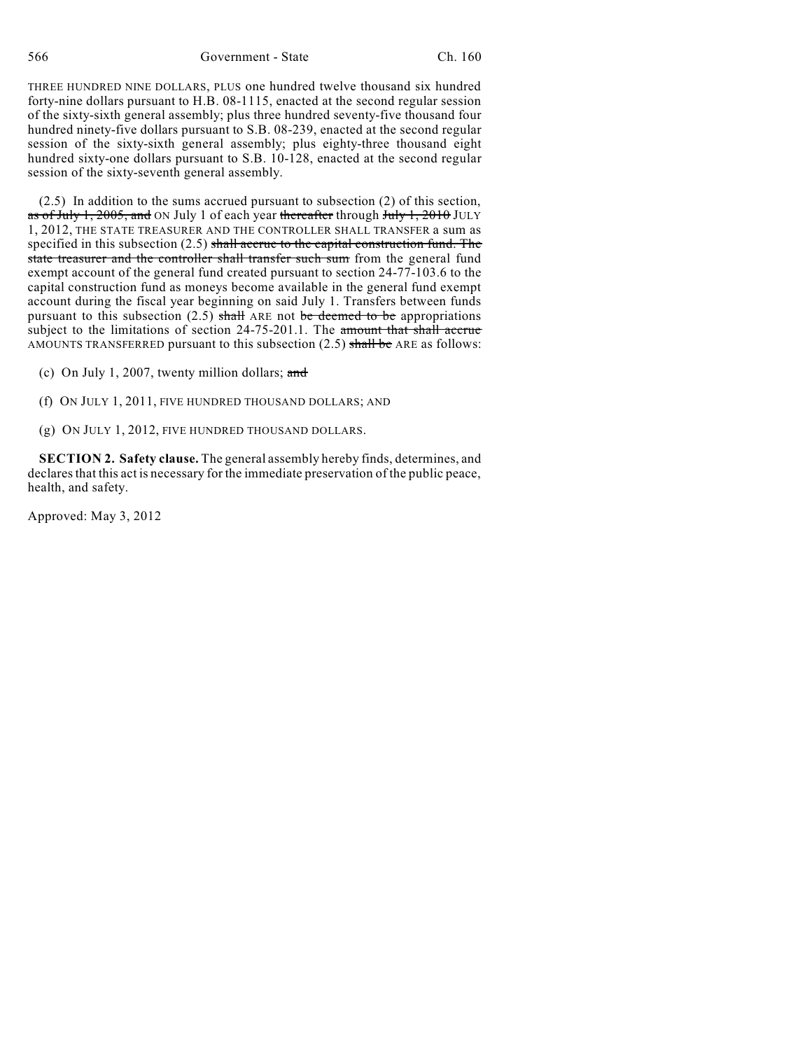THREE HUNDRED NINE DOLLARS, PLUS one hundred twelve thousand six hundred forty-nine dollars pursuant to H.B. 08-1115, enacted at the second regular session of the sixty-sixth general assembly; plus three hundred seventy-five thousand four hundred ninety-five dollars pursuant to S.B. 08-239, enacted at the second regular session of the sixty-sixth general assembly; plus eighty-three thousand eight hundred sixty-one dollars pursuant to S.B. 10-128, enacted at the second regular session of the sixty-seventh general assembly.

(2.5) In addition to the sums accrued pursuant to subsection (2) of this section, ~~as of July 1, 2005, and~~ ON July 1 of each year ~~thereafter~~ through ~~July 1, 2010~~ JULY 1, 2012, THE STATE TREASURER AND THE CONTROLLER SHALL TRANSFER a sum as specified in this subsection (2.5) ~~shall accrue to the capital construction fund. The state treasurer and the controller shall transfer such sum~~ from the general fund exempt account of the general fund created pursuant to section 24-77-103.6 to the capital construction fund as moneys become available in the general fund exempt account during the fiscal year beginning on said July 1. Transfers between funds pursuant to this subsection (2.5) ~~shall~~ ARE not ~~be deemed to be~~ appropriations subject to the limitations of section 24-75-201.1. The ~~amount that shall accrue~~ AMOUNTS TRANSFERRED pursuant to this subsection (2.5) ~~shall be~~ ARE as follows:

(c) On July 1, 2007, twenty million dollars; ~~and~~

(f) ON JULY 1, 2011, FIVE HUNDRED THOUSAND DOLLARS; AND

(g) ON JULY 1, 2012, FIVE HUNDRED THOUSAND DOLLARS.

**SECTION 2. Safety clause.** The general assembly hereby finds, determines, and declares that this act is necessary for the immediate preservation of the public peace, health, and safety.

Approved: May 3, 2012